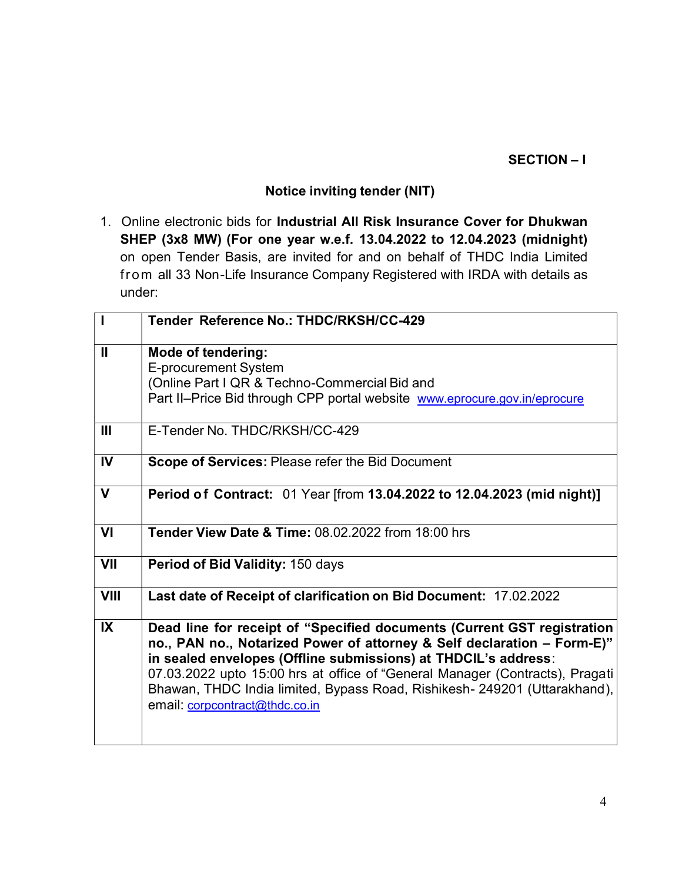**SECTION – I**

## Notice inviting tender (NIT)

1. Online electronic bids for **Industrial All Risk Insurance Cover for Dhukwan SHEP (3x8 MW) (For one year w.e.f. 13.04.2022 to 12.04.2023 (midnight)** on open Tender Basis, are invited for and on behalf of THDC India Limited from all 33 Non-Life Insurance Company Registered with IRDA with details as under:

| | |
|---|---|
| **I** | **Tender Reference No.: THDC/RKSH/CC-429** |
| **II** | **Mode of tendering:**<br>E-procurement System<br>(Online Part I QR & Techno-Commercial Bid and<br>Part II–Price Bid through CPP portal website www.eprocure.gov.in/eprocure |
| **III** | E-Tender No. THDC/RKSH/CC-429 |
| **IV** | **Scope of Services:** Please refer the Bid Document |
| **V** | **Period of Contract:** 01 Year [from **13.04.2022 to 12.04.2023 (mid night)]** |
| **VI** | **Tender View Date & Time:** 08.02.2022 from 18:00 hrs |
| **VII** | **Period of Bid Validity:** 150 days |
| **VIII** | **Last date of Receipt of clarification on Bid Document:** 17.02.2022 |
| **IX** | **Dead line for receipt of "Specified documents (Current GST registration no., PAN no., Notarized Power of attorney & Self declaration – Form-E)" in sealed envelopes (Offline submissions) at THDCIL's address**:<br>07.03.2022 upto 15:00 hrs at office of "General Manager (Contracts), Pragati Bhawan, THDC India limited, Bypass Road, Rishikesh- 249201 (Uttarakhand), email: corpcontract@thdc.co.in |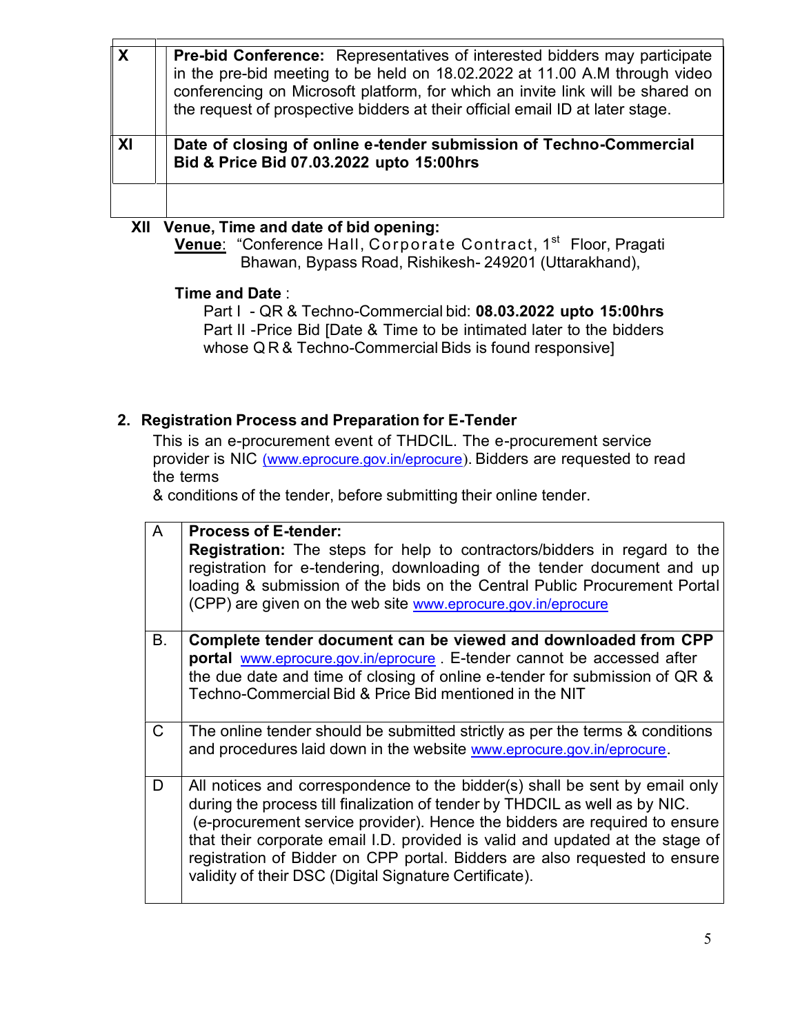| | |
|---|---|
| **X** | **Pre-bid Conference:** Representatives of interested bidders may participate in the pre-bid meeting to be held on 18.02.2022 at 11.00 A.M through video conferencing on Microsoft platform, for which an invite link will be shared on the request of prospective bidders at their official email ID at later stage. |
| **XI** | **Date of closing of online e-tender submission of Techno-Commercial Bid & Price Bid 07.03.2022 upto 15:00hrs** |
| | |

**XII Venue, Time and date of bid opening:**

**Venue**: "Conference Hall, Corporate Contract, 1st Floor, Pragati Bhawan, Bypass Road, Rishikesh- 249201 (Uttarakhand),

**Time and Date** :

Part I - QR & Techno-Commercial bid: **08.03.2022 upto 15:00hrs**
Part II -Price Bid [Date & Time to be intimated later to the bidders whose Q R & Techno-Commercial Bids is found responsive]

## 2. Registration Process and Preparation for E-Tender

This is an e-procurement event of THDCIL. The e-procurement service provider is NIC (www.eprocure.gov.in/eprocure). Bidders are requested to read the terms
& conditions of the tender, before submitting their online tender.

| | |
|---|---|
| A | **Process of E-tender:** **Registration:** The steps for help to contractors/bidders in regard to the registration for e-tendering, downloading of the tender document and up loading & submission of the bids on the Central Public Procurement Portal (CPP) are given on the web site www.eprocure.gov.in/eprocure |
| B. | **Complete tender document can be viewed and downloaded from CPP portal** www.eprocure.gov.in/eprocure . E-tender cannot be accessed after the due date and time of closing of online e-tender for submission of QR & Techno-Commercial Bid & Price Bid mentioned in the NIT |
| C | The online tender should be submitted strictly as per the terms & conditions and procedures laid down in the website www.eprocure.gov.in/eprocure. |
| D | All notices and correspondence to the bidder(s) shall be sent by email only during the process till finalization of tender by THDCIL as well as by NIC. (e-procurement service provider). Hence the bidders are required to ensure that their corporate email I.D. provided is valid and updated at the stage of registration of Bidder on CPP portal. Bidders are also requested to ensure validity of their DSC (Digital Signature Certificate). |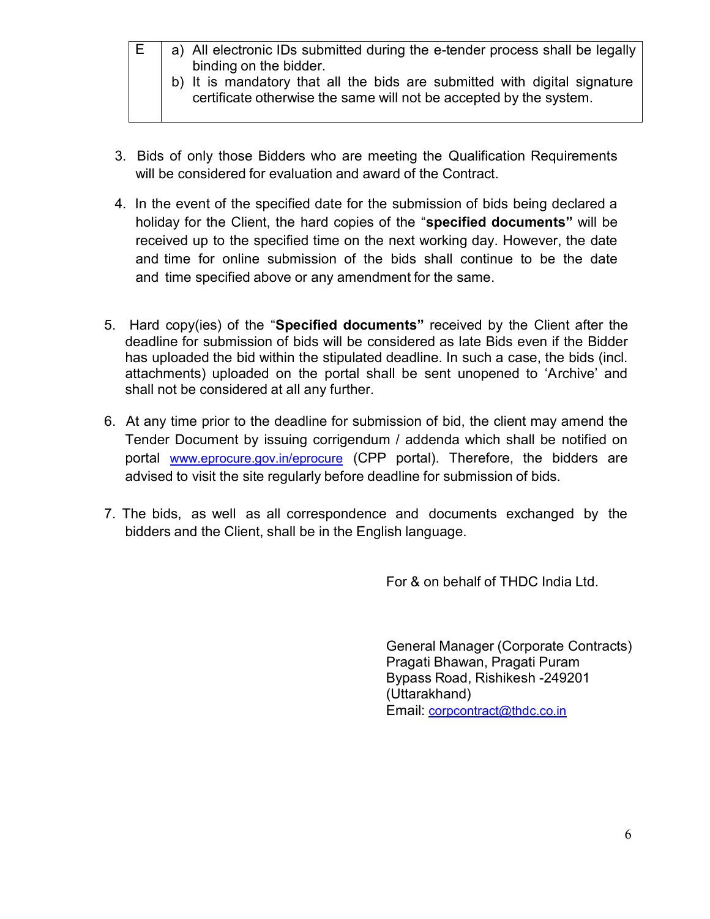| | |
|---|---|
| E | a) All electronic IDs submitted during the e-tender process shall be legally binding on the bidder.<br>b) It is mandatory that all the bids are submitted with digital signature certificate otherwise the same will not be accepted by the system. |

3. Bids of only those Bidders who are meeting the Qualification Requirements will be considered for evaluation and award of the Contract.

4. In the event of the specified date for the submission of bids being declared a holiday for the Client, the hard copies of the "**specified documents"** will be received up to the specified time on the next working day. However, the date and time for online submission of the bids shall continue to be the date and time specified above or any amendment for the same.

5. Hard copy(ies) of the "**Specified documents"** received by the Client after the deadline for submission of bids will be considered as late Bids even if the Bidder has uploaded the bid within the stipulated deadline. In such a case, the bids (incl. attachments) uploaded on the portal shall be sent unopened to 'Archive' and shall not be considered at all any further.

6. At any time prior to the deadline for submission of bid, the client may amend the Tender Document by issuing corrigendum / addenda which shall be notified on portal www.eprocure.gov.in/eprocure (CPP portal). Therefore, the bidders are advised to visit the site regularly before deadline for submission of bids.

7. The bids, as well as all correspondence and documents exchanged by the bidders and the Client, shall be in the English language.

For & on behalf of THDC India Ltd.

General Manager (Corporate Contracts)
Pragati Bhawan, Pragati Puram
Bypass Road, Rishikesh -249201
(Uttarakhand)
Email: corpcontract@thdc.co.in